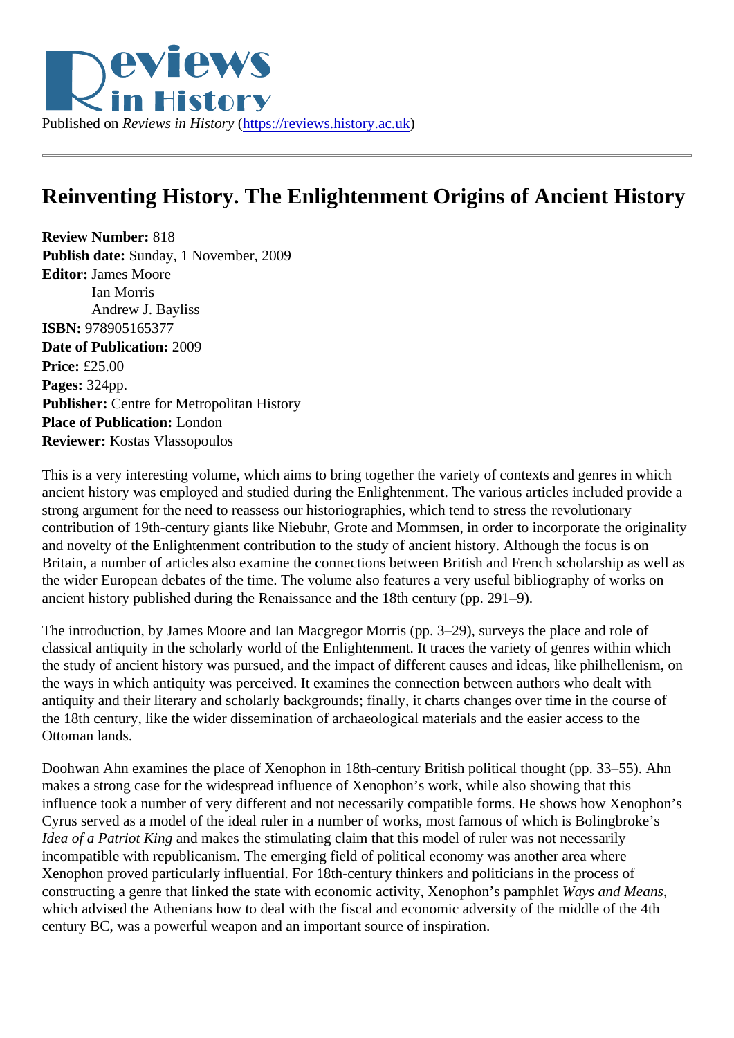Published on *Reviews in History* (https://reviews.history.ac.uk)

# Reinventing History. The Enlightenment Origins of Ancient History

**Review Number:** 818
**Publish date:** Sunday, 1 November, 2009
**Editor:** James Moore
Ian Morris
Andrew J. Bayliss
**ISBN:** 978905165377
**Date of Publication:** 2009
**Price:** £25.00
**Pages:** 324pp.
**Publisher:** Centre for Metropolitan History
**Place of Publication:** London
**Reviewer:** Kostas Vlassopoulos

This is a very interesting volume, which aims to bring together the variety of contexts and genres in which ancient history was employed and studied during the Enlightenment. The various articles included provide a strong argument for the need to reassess our historiographies, which tend to stress the revolutionary contribution of 19th-century giants like Niebuhr, Grote and Mommsen, in order to incorporate the originality and novelty of the Enlightenment contribution to the study of ancient history. Although the focus is on Britain, a number of articles also examine the connections between British and French scholarship as well as the wider European debates of the time. The volume also features a very useful bibliography of works on ancient history published during the Renaissance and the 18th century (pp. 291–9).

The introduction, by James Moore and Ian Macgregor Morris (pp. 3–29), surveys the place and role of classical antiquity in the scholarly world of the Enlightenment. It traces the variety of genres within which the study of ancient history was pursued, and the impact of different causes and ideas, like philhellenism, on the ways in which antiquity was perceived. It examines the connection between authors who dealt with antiquity and their literary and scholarly backgrounds; finally, it charts changes over time in the course of the 18th century, like the wider dissemination of archaeological materials and the easier access to the Ottoman lands.

Doohwan Ahn examines the place of Xenophon in 18th-century British political thought (pp. 33–55). Ahn makes a strong case for the widespread influence of Xenophon's work, while also showing that this influence took a number of very different and not necessarily compatible forms. He shows how Xenophon's Cyrus served as a model of the ideal ruler in a number of works, most famous of which is Bolingbroke's *Idea of a Patriot King* and makes the stimulating claim that this model of ruler was not necessarily incompatible with republicanism. The emerging field of political economy was another area where Xenophon proved particularly influential. For 18th-century thinkers and politicians in the process of constructing a genre that linked the state with economic activity, Xenophon's pamphlet *Ways and Means*, which advised the Athenians how to deal with the fiscal and economic adversity of the middle of the 4th century BC, was a powerful weapon and an important source of inspiration.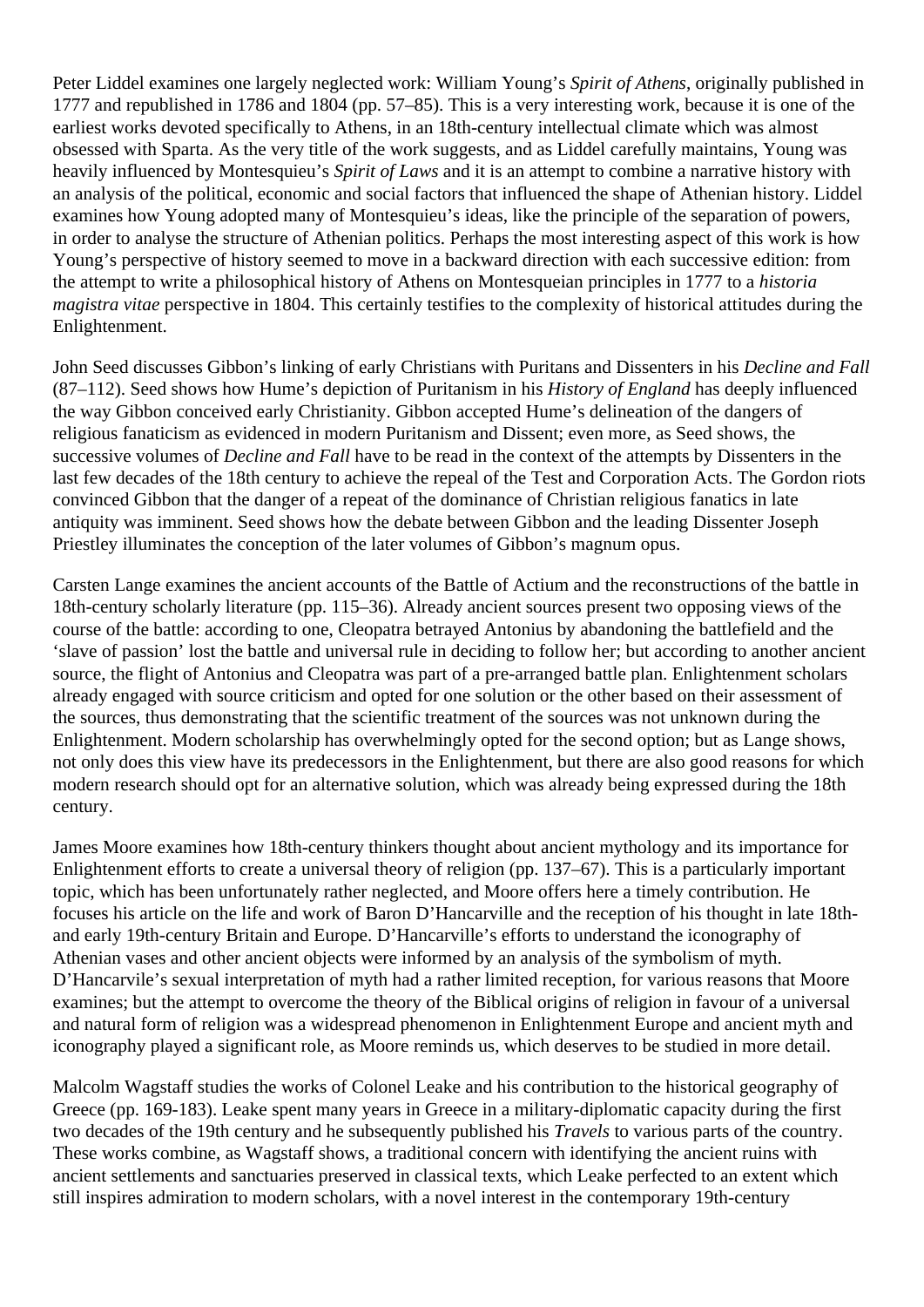Peter Liddel examines one largely neglected work: William Young's *Spirit of Athens*, originally published in 1777 and republished in 1786 and 1804 (pp. 57–85). This is a very interesting work, because it is one of the earliest works devoted specifically to Athens, in an 18th-century intellectual climate which was almost obsessed with Sparta. As the very title of the work suggests, and as Liddel carefully maintains, Young was heavily influenced by Montesquieu's *Spirit of Laws* and it is an attempt to combine a narrative history with an analysis of the political, economic and social factors that influenced the shape of Athenian history. Liddel examines how Young adopted many of Montesquieu's ideas, like the principle of the separation of powers, in order to analyse the structure of Athenian politics. Perhaps the most interesting aspect of this work is how Young's perspective of history seemed to move in a backward direction with each successive edition: from the attempt to write a philosophical history of Athens on Montesqueian principles in 1777 to a *historia magistra vitae* perspective in 1804. This certainly testifies to the complexity of historical attitudes during the Enlightenment.

John Seed discusses Gibbon's linking of early Christians with Puritans and Dissenters in his *Decline and Fall* (87–112). Seed shows how Hume's depiction of Puritanism in his *History of England* has deeply influenced the way Gibbon conceived early Christianity. Gibbon accepted Hume's delineation of the dangers of religious fanaticism as evidenced in modern Puritanism and Dissent; even more, as Seed shows, the successive volumes of *Decline and Fall* have to be read in the context of the attempts by Dissenters in the last few decades of the 18th century to achieve the repeal of the Test and Corporation Acts. The Gordon riots convinced Gibbon that the danger of a repeat of the dominance of Christian religious fanatics in late antiquity was imminent. Seed shows how the debate between Gibbon and the leading Dissenter Joseph Priestley illuminates the conception of the later volumes of Gibbon's magnum opus.

Carsten Lange examines the ancient accounts of the Battle of Actium and the reconstructions of the battle in 18th-century scholarly literature (pp. 115–36). Already ancient sources present two opposing views of the course of the battle: according to one, Cleopatra betrayed Antonius by abandoning the battlefield and the 'slave of passion' lost the battle and universal rule in deciding to follow her; but according to another ancient source, the flight of Antonius and Cleopatra was part of a pre-arranged battle plan. Enlightenment scholars already engaged with source criticism and opted for one solution or the other based on their assessment of the sources, thus demonstrating that the scientific treatment of the sources was not unknown during the Enlightenment. Modern scholarship has overwhelmingly opted for the second option; but as Lange shows, not only does this view have its predecessors in the Enlightenment, but there are also good reasons for which modern research should opt for an alternative solution, which was already being expressed during the 18th century.

James Moore examines how 18th-century thinkers thought about ancient mythology and its importance for Enlightenment efforts to create a universal theory of religion (pp. 137–67). This is a particularly important topic, which has been unfortunately rather neglected, and Moore offers here a timely contribution. He focuses his article on the life and work of Baron D'Hancarville and the reception of his thought in late 18th- and early 19th-century Britain and Europe. D'Hancarville's efforts to understand the iconography of Athenian vases and other ancient objects were informed by an analysis of the symbolism of myth. D'Hancarvile's sexual interpretation of myth had a rather limited reception, for various reasons that Moore examines; but the attempt to overcome the theory of the Biblical origins of religion in favour of a universal and natural form of religion was a widespread phenomenon in Enlightenment Europe and ancient myth and iconography played a significant role, as Moore reminds us, which deserves to be studied in more detail.

Malcolm Wagstaff studies the works of Colonel Leake and his contribution to the historical geography of Greece (pp. 169-183). Leake spent many years in Greece in a military-diplomatic capacity during the first two decades of the 19th century and he subsequently published his *Travels* to various parts of the country. These works combine, as Wagstaff shows, a traditional concern with identifying the ancient ruins with ancient settlements and sanctuaries preserved in classical texts, which Leake perfected to an extent which still inspires admiration to modern scholars, with a novel interest in the contemporary 19th-century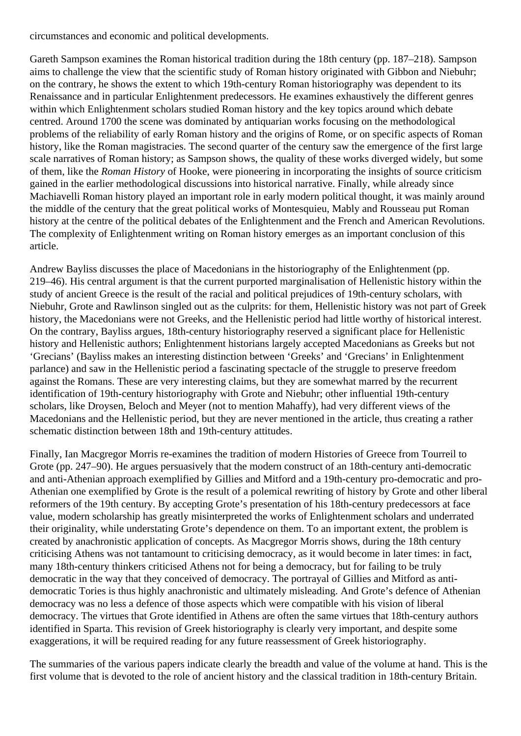circumstances and economic and political developments.

Gareth Sampson examines the Roman historical tradition during the 18th century (pp. 187–218). Sampson aims to challenge the view that the scientific study of Roman history originated with Gibbon and Niebuhr; on the contrary, he shows the extent to which 19th-century Roman historiography was dependent to its Renaissance and in particular Enlightenment predecessors. He examines exhaustively the different genres within which Enlightenment scholars studied Roman history and the key topics around which debate centred. Around 1700 the scene was dominated by antiquarian works focusing on the methodological problems of the reliability of early Roman history and the origins of Rome, or on specific aspects of Roman history, like the Roman magistracies. The second quarter of the century saw the emergence of the first large scale narratives of Roman history; as Sampson shows, the quality of these works diverged widely, but some of them, like the *Roman History* of Hooke, were pioneering in incorporating the insights of source criticism gained in the earlier methodological discussions into historical narrative. Finally, while already since Machiavelli Roman history played an important role in early modern political thought, it was mainly around the middle of the century that the great political works of Montesquieu, Mably and Rousseau put Roman history at the centre of the political debates of the Enlightenment and the French and American Revolutions. The complexity of Enlightenment writing on Roman history emerges as an important conclusion of this article.

Andrew Bayliss discusses the place of Macedonians in the historiography of the Enlightenment (pp. 219–46). His central argument is that the current purported marginalisation of Hellenistic history within the study of ancient Greece is the result of the racial and political prejudices of 19th-century scholars, with Niebuhr, Grote and Rawlinson singled out as the culprits: for them, Hellenistic history was not part of Greek history, the Macedonians were not Greeks, and the Hellenistic period had little worthy of historical interest. On the contrary, Bayliss argues, 18th-century historiography reserved a significant place for Hellenistic history and Hellenistic authors; Enlightenment historians largely accepted Macedonians as Greeks but not 'Grecians' (Bayliss makes an interesting distinction between 'Greeks' and 'Grecians' in Enlightenment parlance) and saw in the Hellenistic period a fascinating spectacle of the struggle to preserve freedom against the Romans. These are very interesting claims, but they are somewhat marred by the recurrent identification of 19th-century historiography with Grote and Niebuhr; other influential 19th-century scholars, like Droysen, Beloch and Meyer (not to mention Mahaffy), had very different views of the Macedonians and the Hellenistic period, but they are never mentioned in the article, thus creating a rather schematic distinction between 18th and 19th-century attitudes.

Finally, Ian Macgregor Morris re-examines the tradition of modern Histories of Greece from Tourreil to Grote (pp. 247–90). He argues persuasively that the modern construct of an 18th-century anti-democratic and anti-Athenian approach exemplified by Gillies and Mitford and a 19th-century pro-democratic and pro-Athenian one exemplified by Grote is the result of a polemical rewriting of history by Grote and other liberal reformers of the 19th century. By accepting Grote's presentation of his 18th-century predecessors at face value, modern scholarship has greatly misinterpreted the works of Enlightenment scholars and underrated their originality, while understating Grote's dependence on them. To an important extent, the problem is created by anachronistic application of concepts. As Macgregor Morris shows, during the 18th century criticising Athens was not tantamount to criticising democracy, as it would become in later times: in fact, many 18th-century thinkers criticised Athens not for being a democracy, but for failing to be truly democratic in the way that they conceived of democracy. The portrayal of Gillies and Mitford as anti-democratic Tories is thus highly anachronistic and ultimately misleading. And Grote's defence of Athenian democracy was no less a defence of those aspects which were compatible with his vision of liberal democracy. The virtues that Grote identified in Athens are often the same virtues that 18th-century authors identified in Sparta. This revision of Greek historiography is clearly very important, and despite some exaggerations, it will be required reading for any future reassessment of Greek historiography.

The summaries of the various papers indicate clearly the breadth and value of the volume at hand. This is the first volume that is devoted to the role of ancient history and the classical tradition in 18th-century Britain.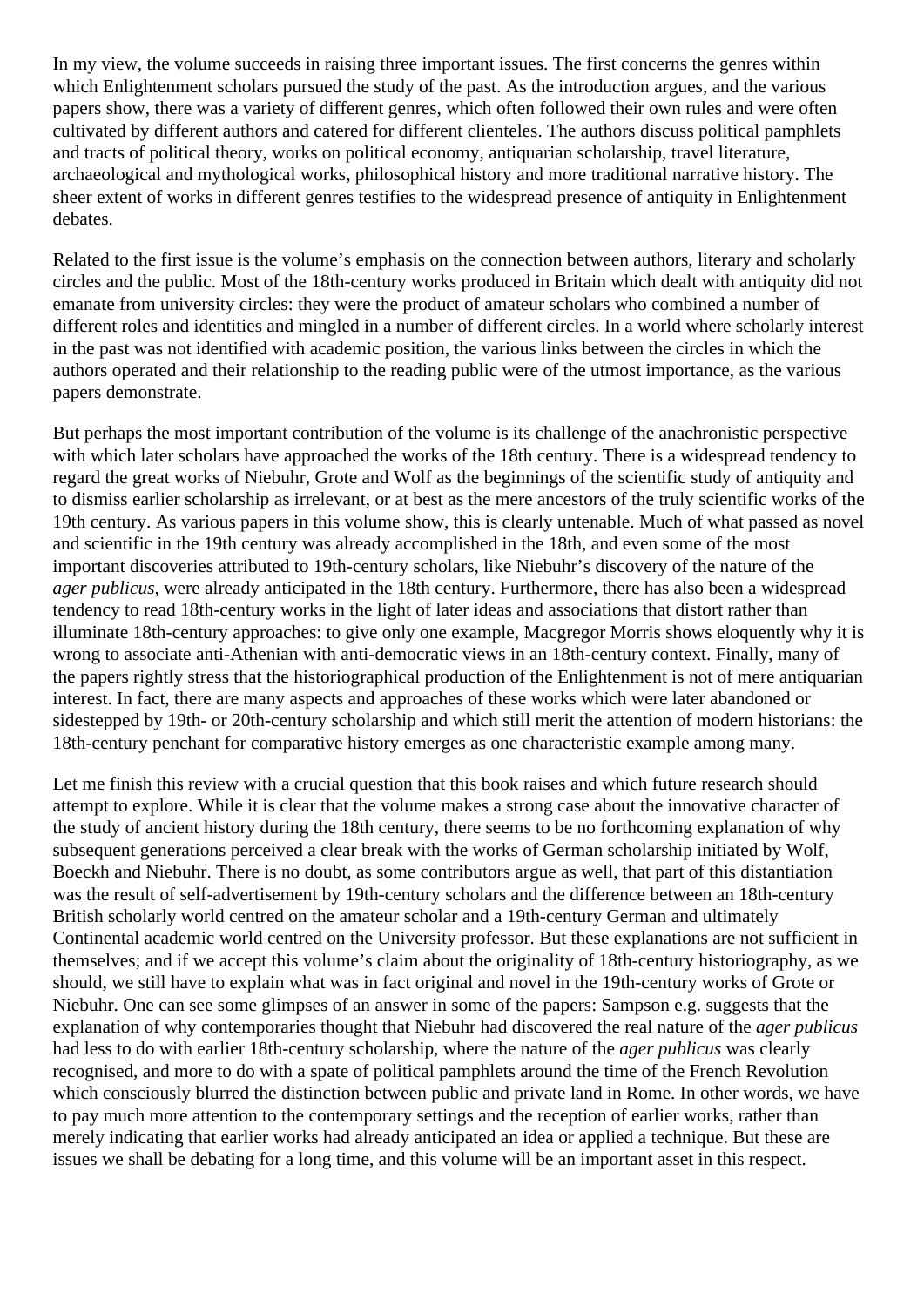In my view, the volume succeeds in raising three important issues. The first concerns the genres within which Enlightenment scholars pursued the study of the past. As the introduction argues, and the various papers show, there was a variety of different genres, which often followed their own rules and were often cultivated by different authors and catered for different clienteles. The authors discuss political pamphlets and tracts of political theory, works on political economy, antiquarian scholarship, travel literature, archaeological and mythological works, philosophical history and more traditional narrative history. The sheer extent of works in different genres testifies to the widespread presence of antiquity in Enlightenment debates.

Related to the first issue is the volume's emphasis on the connection between authors, literary and scholarly circles and the public. Most of the 18th-century works produced in Britain which dealt with antiquity did not emanate from university circles: they were the product of amateur scholars who combined a number of different roles and identities and mingled in a number of different circles. In a world where scholarly interest in the past was not identified with academic position, the various links between the circles in which the authors operated and their relationship to the reading public were of the utmost importance, as the various papers demonstrate.

But perhaps the most important contribution of the volume is its challenge of the anachronistic perspective with which later scholars have approached the works of the 18th century. There is a widespread tendency to regard the great works of Niebuhr, Grote and Wolf as the beginnings of the scientific study of antiquity and to dismiss earlier scholarship as irrelevant, or at best as the mere ancestors of the truly scientific works of the 19th century. As various papers in this volume show, this is clearly untenable. Much of what passed as novel and scientific in the 19th century was already accomplished in the 18th, and even some of the most important discoveries attributed to 19th-century scholars, like Niebuhr's discovery of the nature of the *ager publicus*, were already anticipated in the 18th century. Furthermore, there has also been a widespread tendency to read 18th-century works in the light of later ideas and associations that distort rather than illuminate 18th-century approaches: to give only one example, Macgregor Morris shows eloquently why it is wrong to associate anti-Athenian with anti-democratic views in an 18th-century context. Finally, many of the papers rightly stress that the historiographical production of the Enlightenment is not of mere antiquarian interest. In fact, there are many aspects and approaches of these works which were later abandoned or sidestepped by 19th- or 20th-century scholarship and which still merit the attention of modern historians: the 18th-century penchant for comparative history emerges as one characteristic example among many.

Let me finish this review with a crucial question that this book raises and which future research should attempt to explore. While it is clear that the volume makes a strong case about the innovative character of the study of ancient history during the 18th century, there seems to be no forthcoming explanation of why subsequent generations perceived a clear break with the works of German scholarship initiated by Wolf, Boeckh and Niebuhr. There is no doubt, as some contributors argue as well, that part of this distantiation was the result of self-advertisement by 19th-century scholars and the difference between an 18th-century British scholarly world centred on the amateur scholar and a 19th-century German and ultimately Continental academic world centred on the University professor. But these explanations are not sufficient in themselves; and if we accept this volume's claim about the originality of 18th-century historiography, as we should, we still have to explain what was in fact original and novel in the 19th-century works of Grote or Niebuhr. One can see some glimpses of an answer in some of the papers: Sampson e.g. suggests that the explanation of why contemporaries thought that Niebuhr had discovered the real nature of the *ager publicus* had less to do with earlier 18th-century scholarship, where the nature of the *ager publicus* was clearly recognised, and more to do with a spate of political pamphlets around the time of the French Revolution which consciously blurred the distinction between public and private land in Rome. In other words, we have to pay much more attention to the contemporary settings and the reception of earlier works, rather than merely indicating that earlier works had already anticipated an idea or applied a technique. But these are issues we shall be debating for a long time, and this volume will be an important asset in this respect.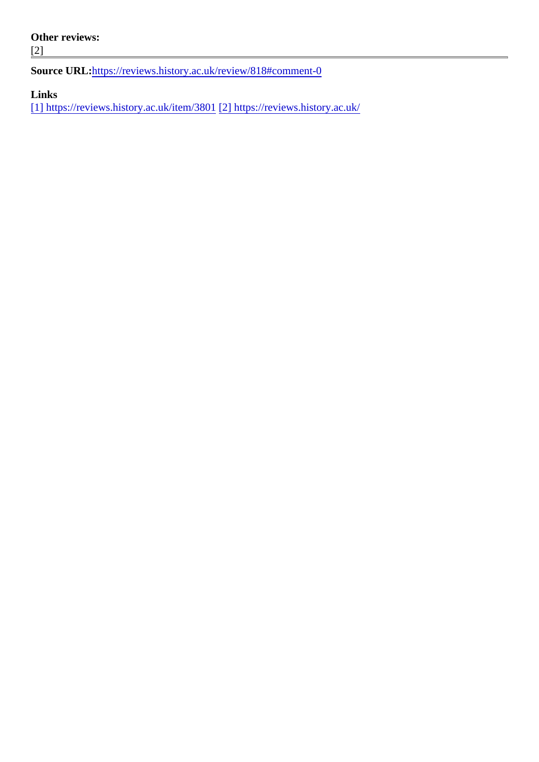**Other reviews:**
[2]

---

**Source URL:**https://reviews.history.ac.uk/review/818#comment-0

**Links**
[1] https://reviews.history.ac.uk/item/3801 [2] https://reviews.history.ac.uk/